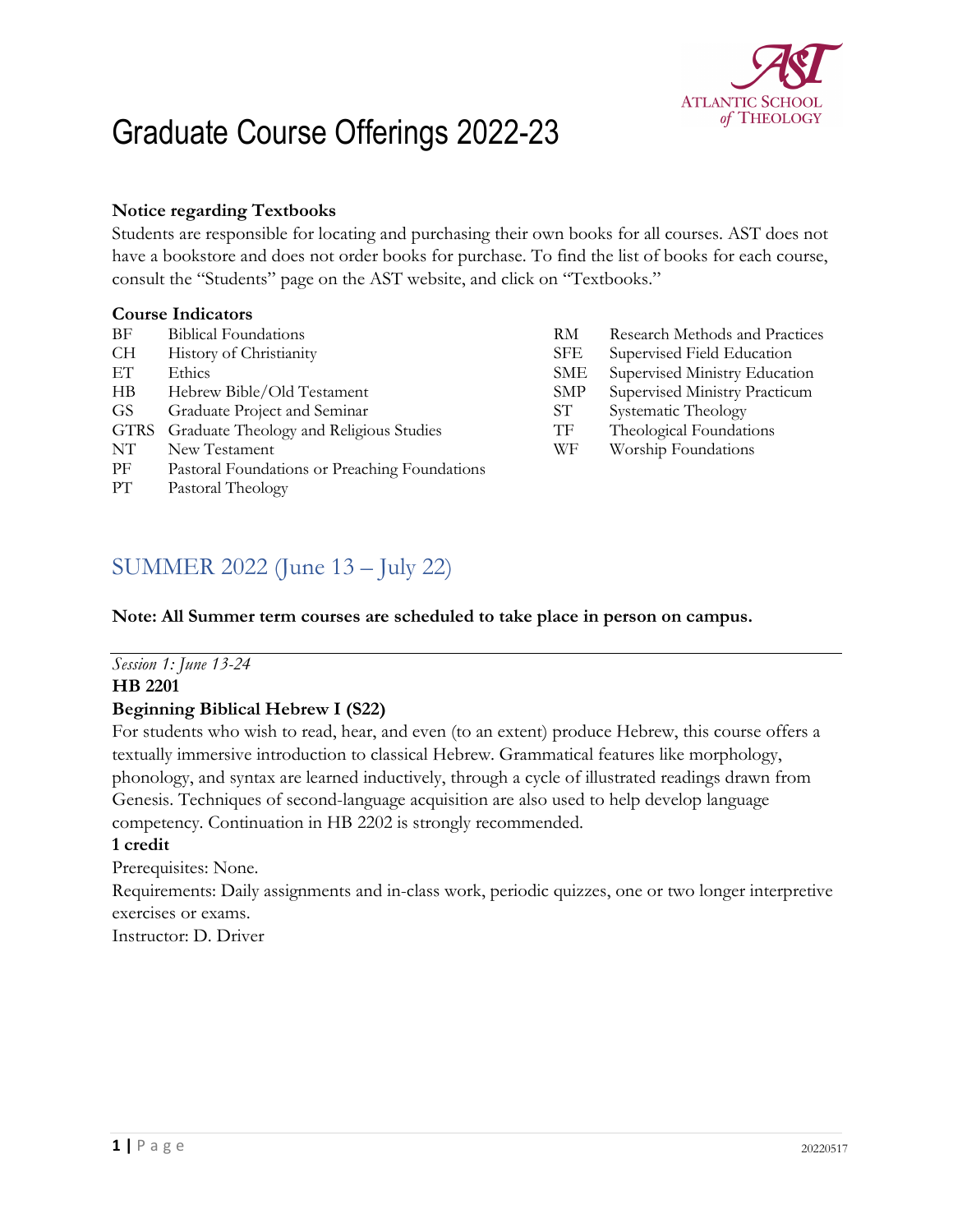# Graduate Course Offerings 2022-23

**Notice regarding Textbooks**

Students are responsible for locating and purchasing their own books for all courses. AST does not have a bookstore and does not order books for purchase. To find the list of books for each course, consult the "Students" page on the AST website, and click on "Textbooks."

**Course Indicators**

| | |
|---|---|
| BF | Biblical Foundations |
| CH | History of Christianity |
| ET | Ethics |
| HB | Hebrew Bible/Old Testament |
| GS | Graduate Project and Seminar |
| GTRS | Graduate Theology and Religious Studies |
| NT | New Testament |
| PF | Pastoral Foundations or Preaching Foundations |
| PT | Pastoral Theology |
| RM | Research Methods and Practices |
| SFE | Supervised Field Education |
| SME | Supervised Ministry Education |
| SMP | Supervised Ministry Practicum |
| ST | Systematic Theology |
| TF | Theological Foundations |
| WF | Worship Foundations |

## SUMMER 2022 (June 13 – July 22)

**Note: All Summer term courses are scheduled to take place in person on campus.**

---

*Session 1: June 13-24*

**HB 2201**

**Beginning Biblical Hebrew I (S22)**

For students who wish to read, hear, and even (to an extent) produce Hebrew, this course offers a textually immersive introduction to classical Hebrew. Grammatical features like morphology, phonology, and syntax are learned inductively, through a cycle of illustrated readings drawn from Genesis. Techniques of second-language acquisition are also used to help develop language competency. Continuation in HB 2202 is strongly recommended.

**1 credit**

Prerequisites: None.

Requirements: Daily assignments and in-class work, periodic quizzes, one or two longer interpretive exercises or exams.

Instructor: D. Driver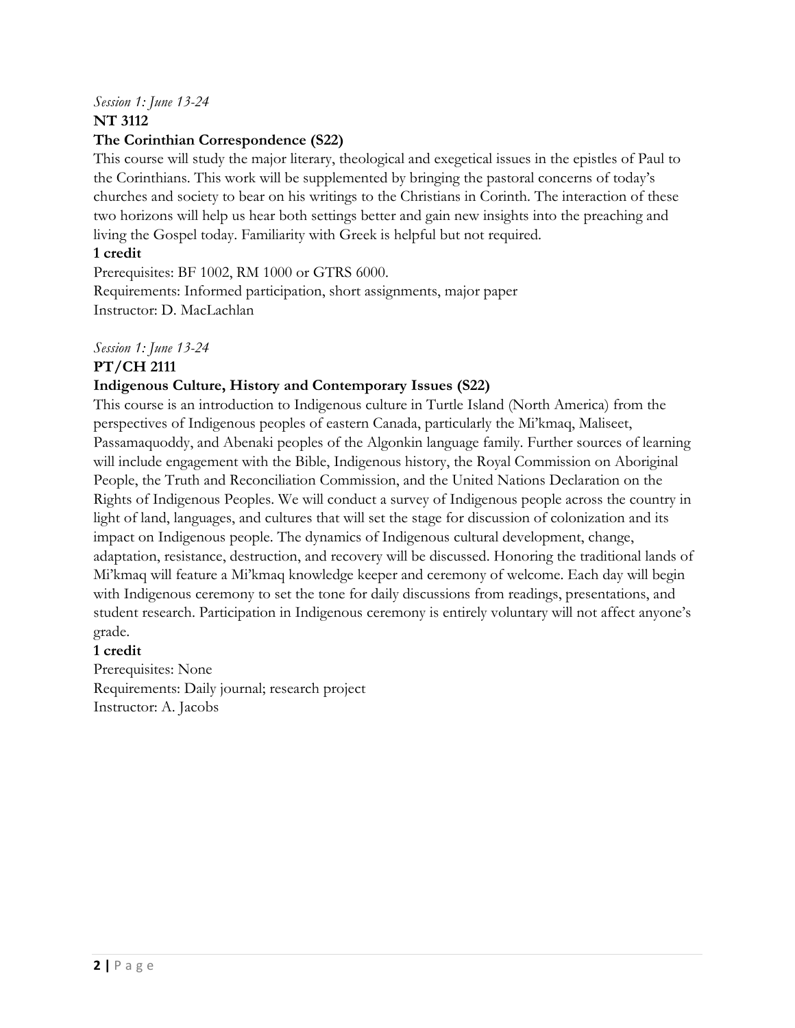*Session 1: June 13-24*

**NT 3112**

**The Corinthian Correspondence (S22)**

This course will study the major literary, theological and exegetical issues in the epistles of Paul to the Corinthians. This work will be supplemented by bringing the pastoral concerns of today's churches and society to bear on his writings to the Christians in Corinth. The interaction of these two horizons will help us hear both settings better and gain new insights into the preaching and living the Gospel today. Familiarity with Greek is helpful but not required.

**1 credit**

Prerequisites: BF 1002, RM 1000 or GTRS 6000.

Requirements: Informed participation, short assignments, major paper

Instructor: D. MacLachlan

*Session 1: June 13-24*

**PT/CH 2111**

**Indigenous Culture, History and Contemporary Issues (S22)**

This course is an introduction to Indigenous culture in Turtle Island (North America) from the perspectives of Indigenous peoples of eastern Canada, particularly the Mi'kmaq, Maliseet, Passamaquoddy, and Abenaki peoples of the Algonkin language family. Further sources of learning will include engagement with the Bible, Indigenous history, the Royal Commission on Aboriginal People, the Truth and Reconciliation Commission, and the United Nations Declaration on the Rights of Indigenous Peoples. We will conduct a survey of Indigenous people across the country in light of land, languages, and cultures that will set the stage for discussion of colonization and its impact on Indigenous people. The dynamics of Indigenous cultural development, change, adaptation, resistance, destruction, and recovery will be discussed. Honoring the traditional lands of Mi'kmaq will feature a Mi'kmaq knowledge keeper and ceremony of welcome. Each day will begin with Indigenous ceremony to set the tone for daily discussions from readings, presentations, and student research. Participation in Indigenous ceremony is entirely voluntary will not affect anyone's grade.

**1 credit**

Prerequisites: None

Requirements: Daily journal; research project

Instructor: A. Jacobs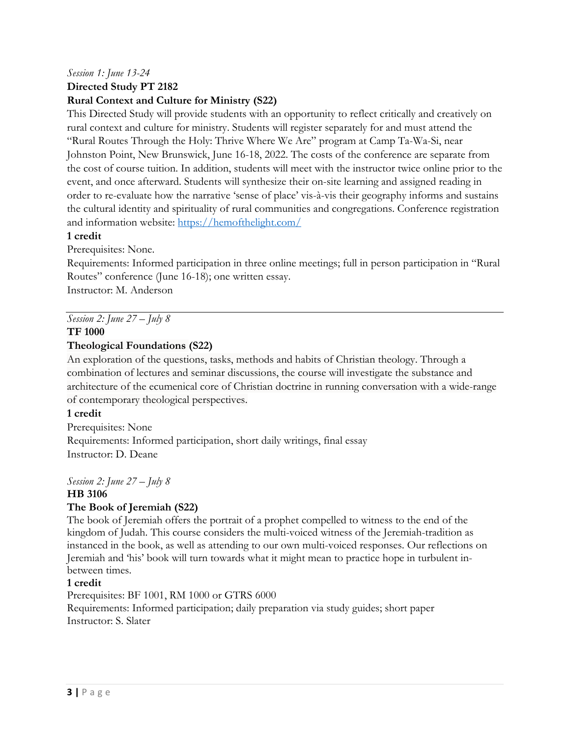*Session 1: June 13-24*

**Directed Study PT 2182**

**Rural Context and Culture for Ministry (S22)**

This Directed Study will provide students with an opportunity to reflect critically and creatively on rural context and culture for ministry. Students will register separately for and must attend the "Rural Routes Through the Holy: Thrive Where We Are" program at Camp Ta-Wa-Si, near Johnston Point, New Brunswick, June 16-18, 2022. The costs of the conference are separate from the cost of course tuition. In addition, students will meet with the instructor twice online prior to the event, and once afterward. Students will synthesize their on-site learning and assigned reading in order to re-evaluate how the narrative 'sense of place' vis-à-vis their geography informs and sustains the cultural identity and spirituality of rural communities and congregations. Conference registration and information website: [https://hemofthelight.com/](https://hemofthelight.com/)

**1 credit**

Prerequisites: None.

Requirements: Informed participation in three online meetings; full in person participation in "Rural Routes" conference (June 16-18); one written essay.

Instructor: M. Anderson

---

*Session 2: June 27 – July 8*

**TF 1000**

**Theological Foundations (S22)**

An exploration of the questions, tasks, methods and habits of Christian theology. Through a combination of lectures and seminar discussions, the course will investigate the substance and architecture of the ecumenical core of Christian doctrine in running conversation with a wide-range of contemporary theological perspectives.

**1 credit**

Prerequisites: None

Requirements: Informed participation, short daily writings, final essay

Instructor: D. Deane

*Session 2: June 27 – July 8*

**HB 3106**

**The Book of Jeremiah (S22)**

The book of Jeremiah offers the portrait of a prophet compelled to witness to the end of the kingdom of Judah. This course considers the multi-voiced witness of the Jeremiah-tradition as instanced in the book, as well as attending to our own multi-voiced responses. Our reflections on Jeremiah and 'his' book will turn towards what it might mean to practice hope in turbulent in-between times.

**1 credit**

Prerequisites: BF 1001, RM 1000 or GTRS 6000

Requirements: Informed participation; daily preparation via study guides; short paper

Instructor: S. Slater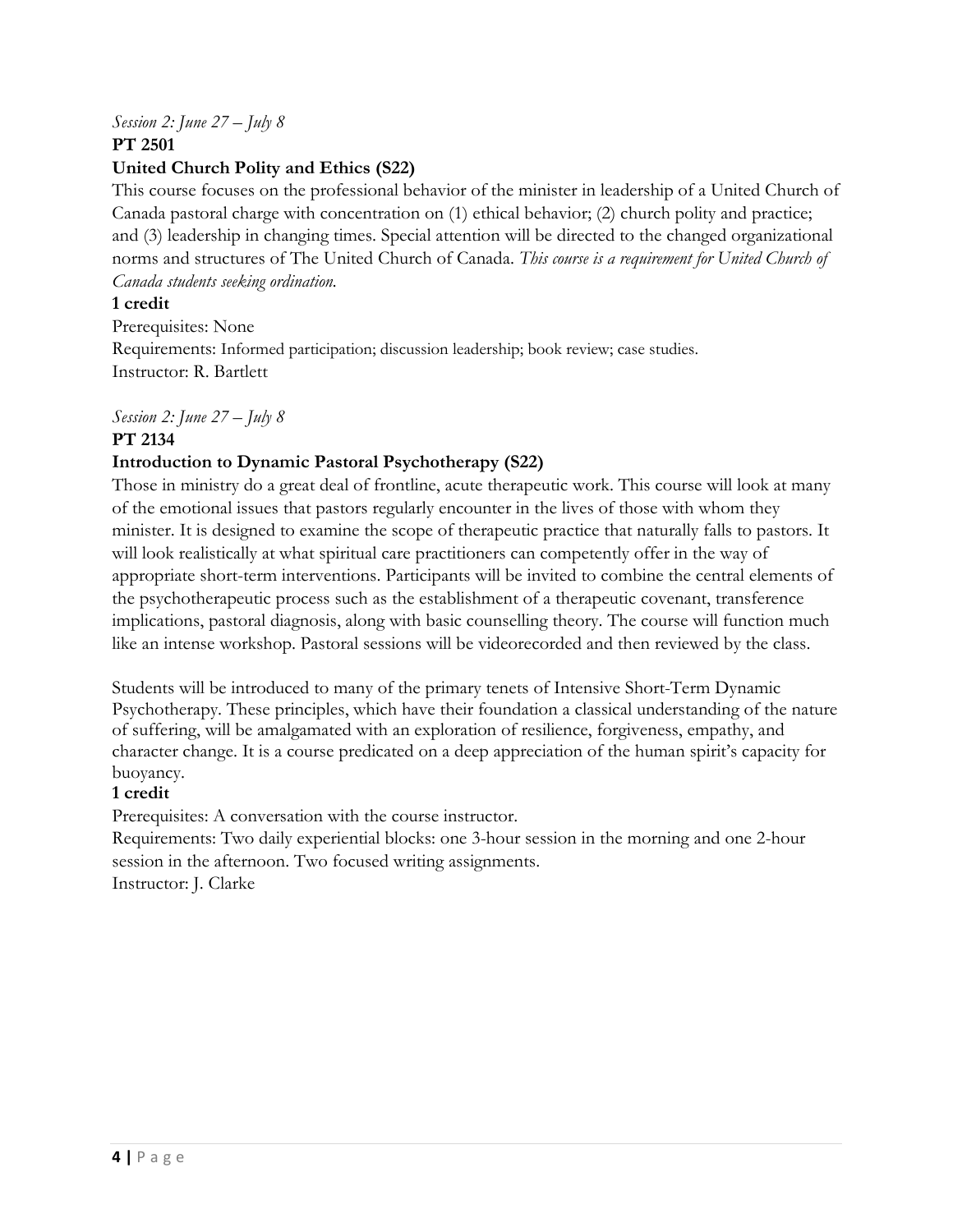*Session 2: June 27 – July 8*

**PT 2501**

**United Church Polity and Ethics (S22)**

This course focuses on the professional behavior of the minister in leadership of a United Church of Canada pastoral charge with concentration on (1) ethical behavior; (2) church polity and practice; and (3) leadership in changing times. Special attention will be directed to the changed organizational norms and structures of The United Church of Canada. *This course is a requirement for United Church of Canada students seeking ordination.*

**1 credit**

Prerequisites: None

Requirements: Informed participation; discussion leadership; book review; case studies.

Instructor: R. Bartlett

*Session 2: June 27 – July 8*

**PT 2134**

**Introduction to Dynamic Pastoral Psychotherapy (S22)**

Those in ministry do a great deal of frontline, acute therapeutic work. This course will look at many of the emotional issues that pastors regularly encounter in the lives of those with whom they minister. It is designed to examine the scope of therapeutic practice that naturally falls to pastors. It will look realistically at what spiritual care practitioners can competently offer in the way of appropriate short-term interventions. Participants will be invited to combine the central elements of the psychotherapeutic process such as the establishment of a therapeutic covenant, transference implications, pastoral diagnosis, along with basic counselling theory. The course will function much like an intense workshop. Pastoral sessions will be videorecorded and then reviewed by the class.

Students will be introduced to many of the primary tenets of Intensive Short-Term Dynamic Psychotherapy. These principles, which have their foundation a classical understanding of the nature of suffering, will be amalgamated with an exploration of resilience, forgiveness, empathy, and character change. It is a course predicated on a deep appreciation of the human spirit's capacity for buoyancy.

**1 credit**

Prerequisites: A conversation with the course instructor.

Requirements: Two daily experiential blocks: one 3-hour session in the morning and one 2-hour session in the afternoon. Two focused writing assignments.

Instructor: J. Clarke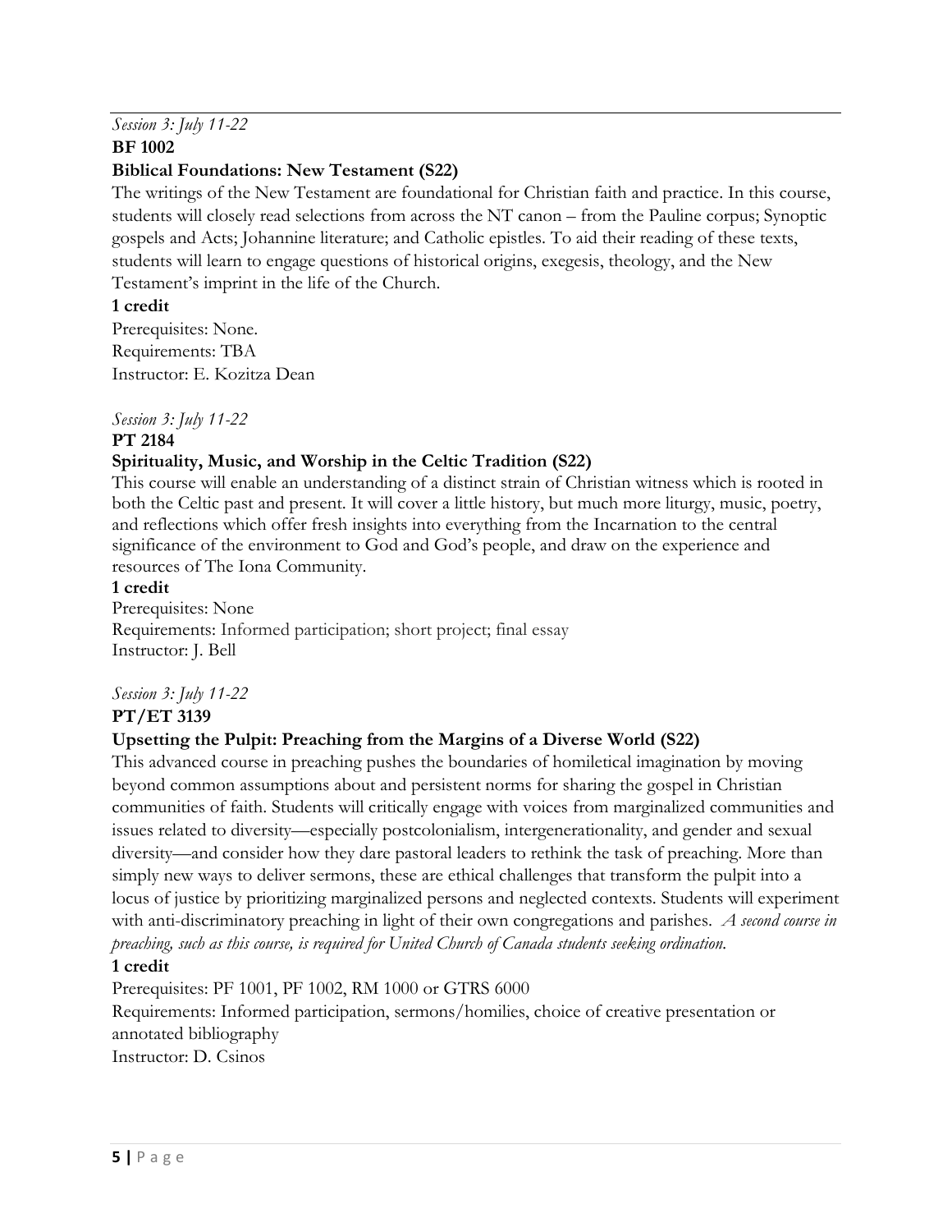*Session 3: July 11-22*

**BF 1002**

**Biblical Foundations: New Testament (S22)**

The writings of the New Testament are foundational for Christian faith and practice. In this course, students will closely read selections from across the NT canon – from the Pauline corpus; Synoptic gospels and Acts; Johannine literature; and Catholic epistles. To aid their reading of these texts, students will learn to engage questions of historical origins, exegesis, theology, and the New Testament's imprint in the life of the Church.

**1 credit**

Prerequisites: None.
Requirements: TBA
Instructor: E. Kozitza Dean

*Session 3: July 11-22*

**PT 2184**

**Spirituality, Music, and Worship in the Celtic Tradition (S22)**

This course will enable an understanding of a distinct strain of Christian witness which is rooted in both the Celtic past and present. It will cover a little history, but much more liturgy, music, poetry, and reflections which offer fresh insights into everything from the Incarnation to the central significance of the environment to God and God's people, and draw on the experience and resources of The Iona Community.

**1 credit**

Prerequisites: None
Requirements: Informed participation; short project; final essay
Instructor: J. Bell

*Session 3: July 11-22*

**PT/ET 3139**

**Upsetting the Pulpit: Preaching from the Margins of a Diverse World (S22)**

This advanced course in preaching pushes the boundaries of homiletical imagination by moving beyond common assumptions about and persistent norms for sharing the gospel in Christian communities of faith. Students will critically engage with voices from marginalized communities and issues related to diversity—especially postcolonialism, intergenerationality, and gender and sexual diversity—and consider how they dare pastoral leaders to rethink the task of preaching. More than simply new ways to deliver sermons, these are ethical challenges that transform the pulpit into a locus of justice by prioritizing marginalized persons and neglected contexts. Students will experiment with anti-discriminatory preaching in light of their own congregations and parishes. *A second course in preaching, such as this course, is required for United Church of Canada students seeking ordination.*

**1 credit**

Prerequisites: PF 1001, PF 1002, RM 1000 or GTRS 6000
Requirements: Informed participation, sermons/homilies, choice of creative presentation or annotated bibliography
Instructor: D. Csinos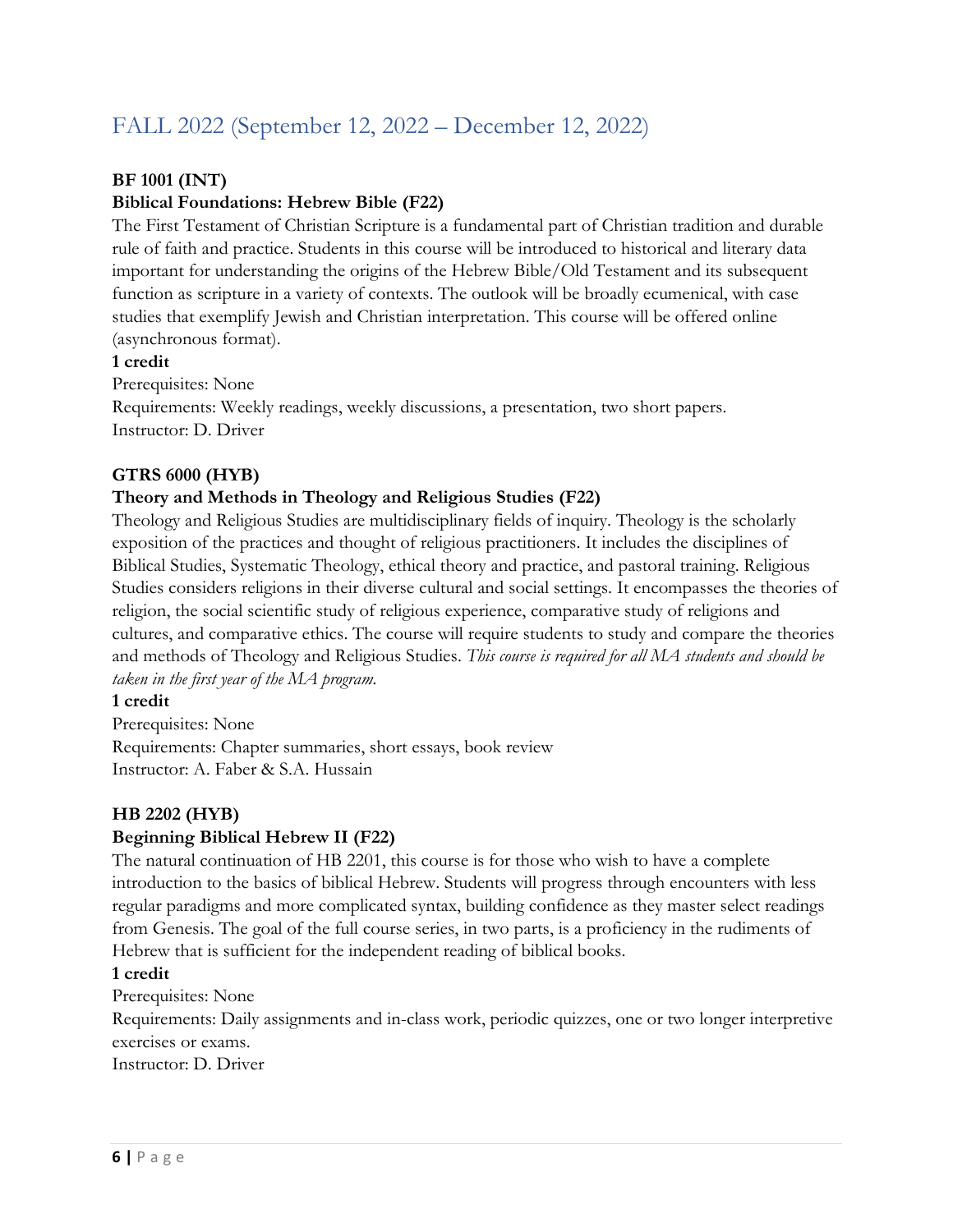# FALL 2022 (September 12, 2022 – December 12, 2022)

**BF 1001 (INT)**

**Biblical Foundations: Hebrew Bible (F22)**

The First Testament of Christian Scripture is a fundamental part of Christian tradition and durable rule of faith and practice. Students in this course will be introduced to historical and literary data important for understanding the origins of the Hebrew Bible/Old Testament and its subsequent function as scripture in a variety of contexts. The outlook will be broadly ecumenical, with case studies that exemplify Jewish and Christian interpretation. This course will be offered online (asynchronous format).

**1 credit**

Prerequisites: None

Requirements: Weekly readings, weekly discussions, a presentation, two short papers.

Instructor: D. Driver

**GTRS 6000 (HYB)**

**Theory and Methods in Theology and Religious Studies (F22)**

Theology and Religious Studies are multidisciplinary fields of inquiry. Theology is the scholarly exposition of the practices and thought of religious practitioners. It includes the disciplines of Biblical Studies, Systematic Theology, ethical theory and practice, and pastoral training. Religious Studies considers religions in their diverse cultural and social settings. It encompasses the theories of religion, the social scientific study of religious experience, comparative study of religions and cultures, and comparative ethics. The course will require students to study and compare the theories and methods of Theology and Religious Studies. *This course is required for all MA students and should be taken in the first year of the MA program.*

**1 credit**

Prerequisites: None

Requirements: Chapter summaries, short essays, book review

Instructor: A. Faber & S.A. Hussain

**HB 2202 (HYB)**

**Beginning Biblical Hebrew II (F22)**

The natural continuation of HB 2201, this course is for those who wish to have a complete introduction to the basics of biblical Hebrew. Students will progress through encounters with less regular paradigms and more complicated syntax, building confidence as they master select readings from Genesis. The goal of the full course series, in two parts, is a proficiency in the rudiments of Hebrew that is sufficient for the independent reading of biblical books.

**1 credit**

Prerequisites: None

Requirements: Daily assignments and in-class work, periodic quizzes, one or two longer interpretive exercises or exams.

Instructor: D. Driver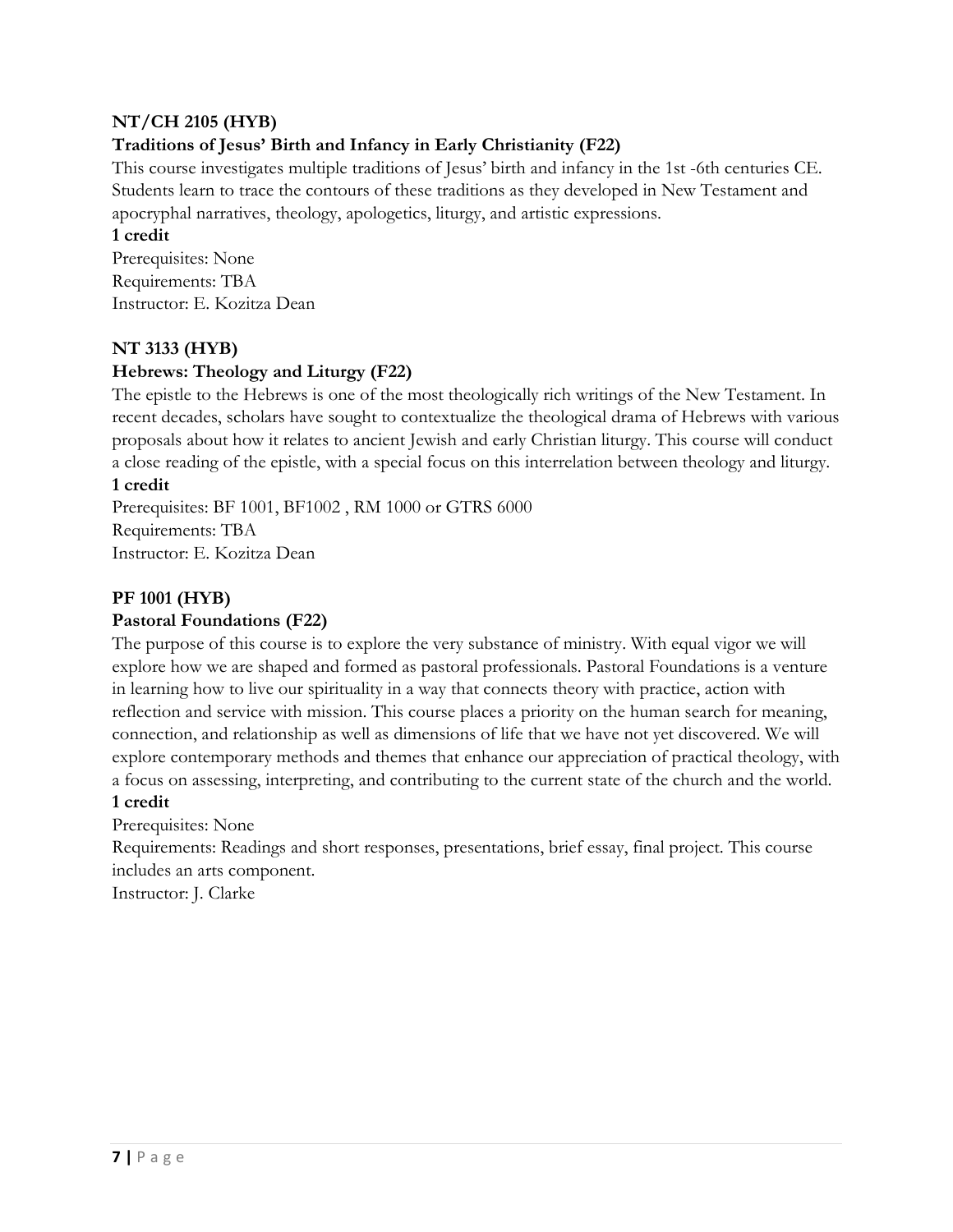**NT/CH 2105 (HYB)**

**Traditions of Jesus' Birth and Infancy in Early Christianity (F22)**

This course investigates multiple traditions of Jesus' birth and infancy in the 1st -6th centuries CE. Students learn to trace the contours of these traditions as they developed in New Testament and apocryphal narratives, theology, apologetics, liturgy, and artistic expressions.

**1 credit**

Prerequisites: None
Requirements: TBA
Instructor: E. Kozitza Dean

**NT 3133 (HYB)**

**Hebrews: Theology and Liturgy (F22)**

The epistle to the Hebrews is one of the most theologically rich writings of the New Testament. In recent decades, scholars have sought to contextualize the theological drama of Hebrews with various proposals about how it relates to ancient Jewish and early Christian liturgy. This course will conduct a close reading of the epistle, with a special focus on this interrelation between theology and liturgy.

**1 credit**

Prerequisites: BF 1001, BF1002 , RM 1000 or GTRS 6000
Requirements: TBA
Instructor: E. Kozitza Dean

**PF 1001 (HYB)**

**Pastoral Foundations (F22)**

The purpose of this course is to explore the very substance of ministry. With equal vigor we will explore how we are shaped and formed as pastoral professionals. Pastoral Foundations is a venture in learning how to live our spirituality in a way that connects theory with practice, action with reflection and service with mission. This course places a priority on the human search for meaning, connection, and relationship as well as dimensions of life that we have not yet discovered. We will explore contemporary methods and themes that enhance our appreciation of practical theology, with a focus on assessing, interpreting, and contributing to the current state of the church and the world.

**1 credit**

Prerequisites: None
Requirements: Readings and short responses, presentations, brief essay, final project. This course includes an arts component.
Instructor: J. Clarke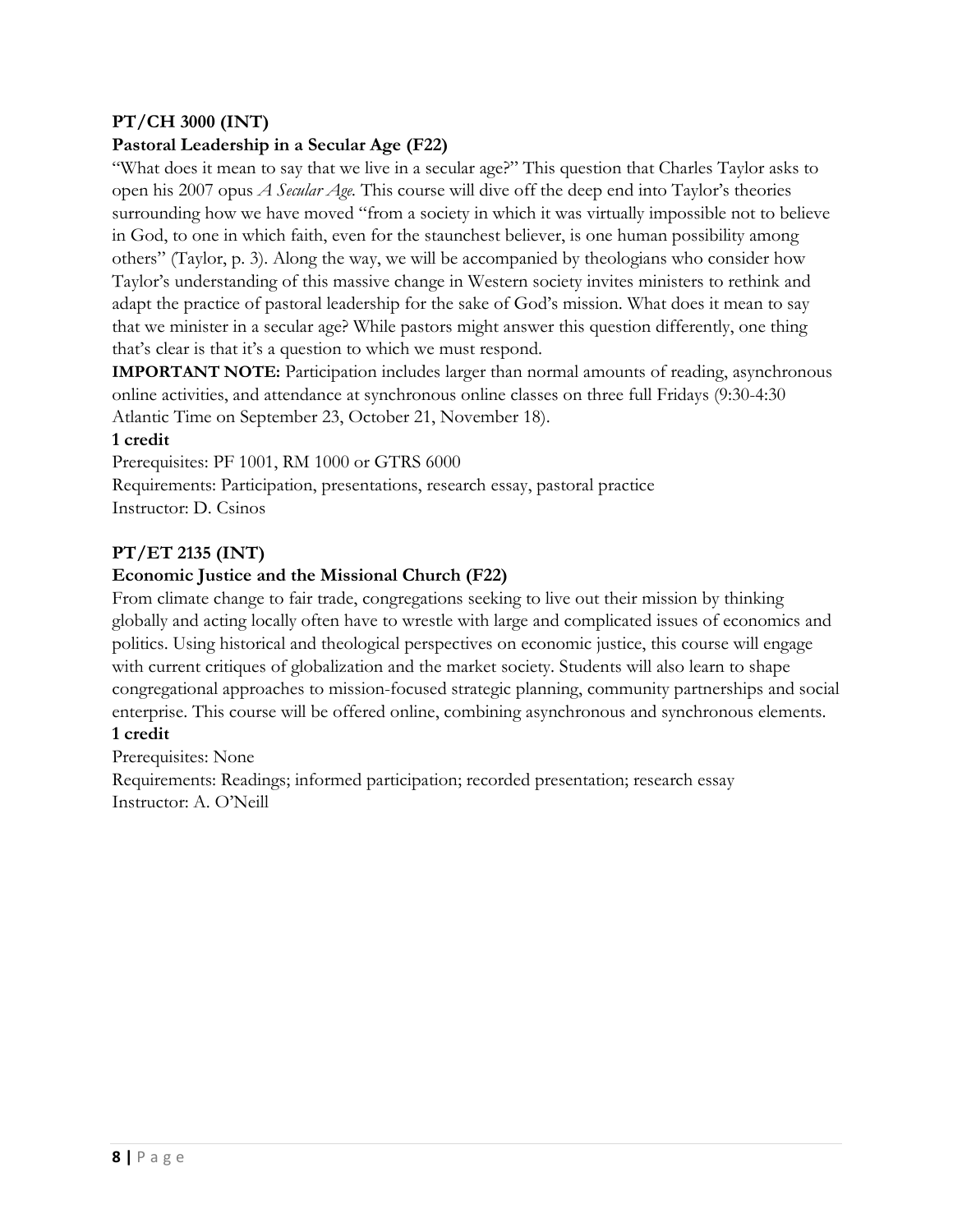**PT/CH 3000 (INT)**

**Pastoral Leadership in a Secular Age (F22)**

"What does it mean to say that we live in a secular age?" This question that Charles Taylor asks to open his 2007 opus *A Secular Age*. This course will dive off the deep end into Taylor's theories surrounding how we have moved "from a society in which it was virtually impossible not to believe in God, to one in which faith, even for the staunchest believer, is one human possibility among others" (Taylor, p. 3). Along the way, we will be accompanied by theologians who consider how Taylor's understanding of this massive change in Western society invites ministers to rethink and adapt the practice of pastoral leadership for the sake of God's mission. What does it mean to say that we minister in a secular age? While pastors might answer this question differently, one thing that's clear is that it's a question to which we must respond.

**IMPORTANT NOTE:** Participation includes larger than normal amounts of reading, asynchronous online activities, and attendance at synchronous online classes on three full Fridays (9:30-4:30 Atlantic Time on September 23, October 21, November 18).

**1 credit**

Prerequisites: PF 1001, RM 1000 or GTRS 6000

Requirements: Participation, presentations, research essay, pastoral practice

Instructor: D. Csinos

**PT/ET 2135 (INT)**

**Economic Justice and the Missional Church (F22)**

From climate change to fair trade, congregations seeking to live out their mission by thinking globally and acting locally often have to wrestle with large and complicated issues of economics and politics. Using historical and theological perspectives on economic justice, this course will engage with current critiques of globalization and the market society. Students will also learn to shape congregational approaches to mission-focused strategic planning, community partnerships and social enterprise. This course will be offered online, combining asynchronous and synchronous elements.

**1 credit**

Prerequisites: None

Requirements: Readings; informed participation; recorded presentation; research essay

Instructor: A. O'Neill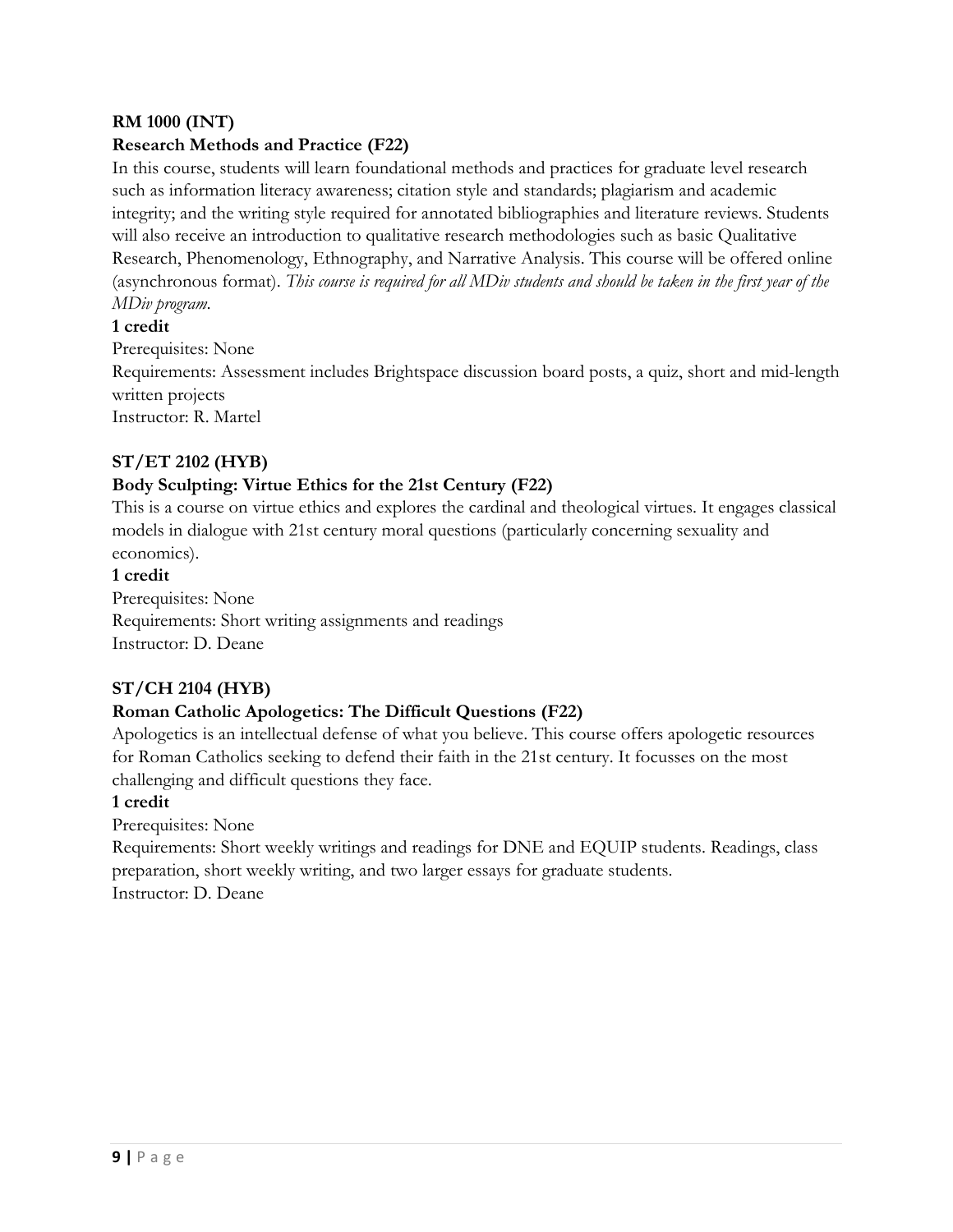**RM 1000 (INT)**

**Research Methods and Practice (F22)**

In this course, students will learn foundational methods and practices for graduate level research such as information literacy awareness; citation style and standards; plagiarism and academic integrity; and the writing style required for annotated bibliographies and literature reviews. Students will also receive an introduction to qualitative research methodologies such as basic Qualitative Research, Phenomenology, Ethnography, and Narrative Analysis. This course will be offered online (asynchronous format). *This course is required for all MDiv students and should be taken in the first year of the MDiv program.*

**1 credit**

Prerequisites: None

Requirements: Assessment includes Brightspace discussion board posts, a quiz, short and mid-length written projects

Instructor: R. Martel

**ST/ET 2102 (HYB)**

**Body Sculpting: Virtue Ethics for the 21st Century (F22)**

This is a course on virtue ethics and explores the cardinal and theological virtues. It engages classical models in dialogue with 21st century moral questions (particularly concerning sexuality and economics).

**1 credit**

Prerequisites: None

Requirements: Short writing assignments and readings

Instructor: D. Deane

**ST/CH 2104 (HYB)**

**Roman Catholic Apologetics: The Difficult Questions (F22)**

Apologetics is an intellectual defense of what you believe. This course offers apologetic resources for Roman Catholics seeking to defend their faith in the 21st century. It focusses on the most challenging and difficult questions they face.

**1 credit**

Prerequisites: None

Requirements: Short weekly writings and readings for DNE and EQUIP students. Readings, class preparation, short weekly writing, and two larger essays for graduate students.

Instructor: D. Deane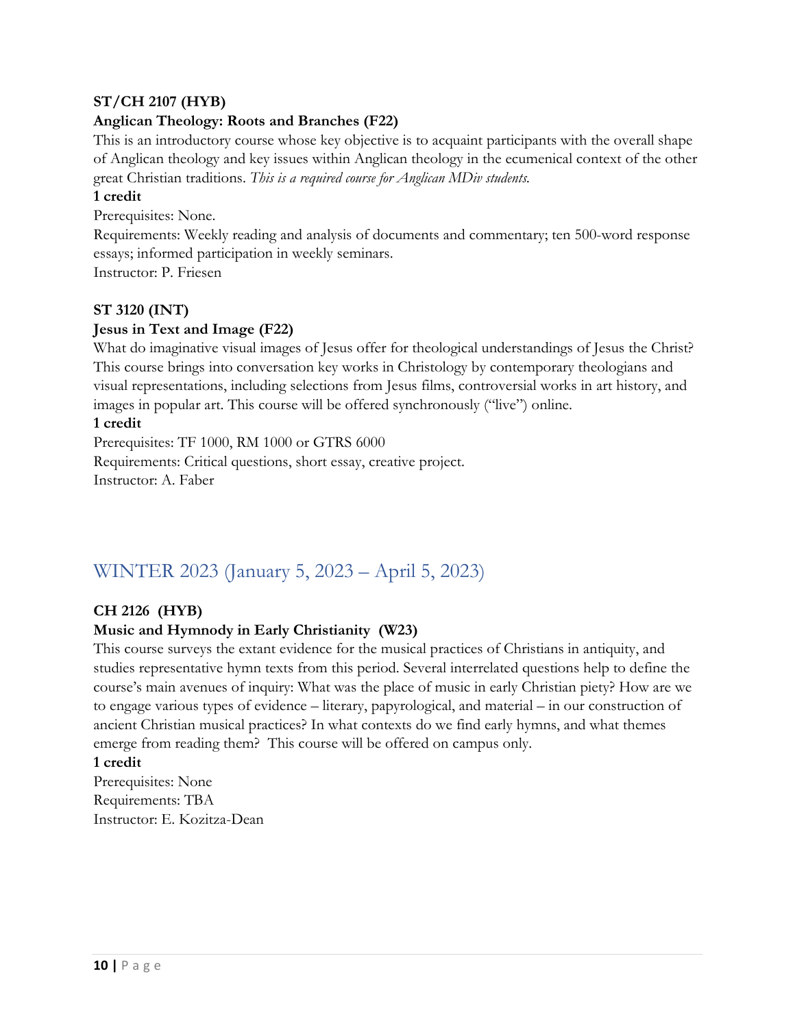**ST/CH 2107 (HYB)**

**Anglican Theology: Roots and Branches (F22)**

This is an introductory course whose key objective is to acquaint participants with the overall shape of Anglican theology and key issues within Anglican theology in the ecumenical context of the other great Christian traditions. *This is a required course for Anglican MDiv students.*

**1 credit**

Prerequisites: None.

Requirements: Weekly reading and analysis of documents and commentary; ten 500-word response essays; informed participation in weekly seminars.

Instructor: P. Friesen

**ST 3120 (INT)**

**Jesus in Text and Image (F22)**

What do imaginative visual images of Jesus offer for theological understandings of Jesus the Christ? This course brings into conversation key works in Christology by contemporary theologians and visual representations, including selections from Jesus films, controversial works in art history, and images in popular art. This course will be offered synchronously ("live") online.

**1 credit**

Prerequisites: TF 1000, RM 1000 or GTRS 6000

Requirements: Critical questions, short essay, creative project.

Instructor: A. Faber

## WINTER 2023 (January 5, 2023 – April 5, 2023)

**CH 2126 (HYB)**

**Music and Hymnody in Early Christianity (W23)**

This course surveys the extant evidence for the musical practices of Christians in antiquity, and studies representative hymn texts from this period. Several interrelated questions help to define the course's main avenues of inquiry: What was the place of music in early Christian piety? How are we to engage various types of evidence – literary, papyrological, and material – in our construction of ancient Christian musical practices? In what contexts do we find early hymns, and what themes emerge from reading them? This course will be offered on campus only.

**1 credit**

Prerequisites: None

Requirements: TBA

Instructor: E. Kozitza-Dean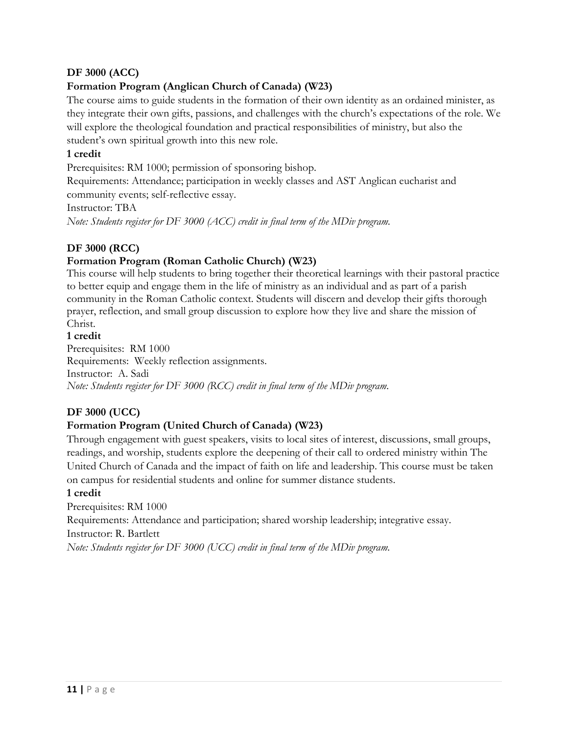**DF 3000 (ACC)**

**Formation Program (Anglican Church of Canada) (W23)**

The course aims to guide students in the formation of their own identity as an ordained minister, as they integrate their own gifts, passions, and challenges with the church's expectations of the role. We will explore the theological foundation and practical responsibilities of ministry, but also the student's own spiritual growth into this new role.

**1 credit**

Prerequisites: RM 1000; permission of sponsoring bishop.

Requirements: Attendance; participation in weekly classes and AST Anglican eucharist and community events; self-reflective essay.

Instructor: TBA

*Note: Students register for DF 3000 (ACC) credit in final term of the MDiv program.*

**DF 3000 (RCC)**

**Formation Program (Roman Catholic Church) (W23)**

This course will help students to bring together their theoretical learnings with their pastoral practice to better equip and engage them in the life of ministry as an individual and as part of a parish community in the Roman Catholic context. Students will discern and develop their gifts thorough prayer, reflection, and small group discussion to explore how they live and share the mission of Christ.

**1 credit**

Prerequisites: RM 1000

Requirements: Weekly reflection assignments.

Instructor: A. Sadi

*Note: Students register for DF 3000 (RCC) credit in final term of the MDiv program.*

**DF 3000 (UCC)**

**Formation Program (United Church of Canada) (W23)**

Through engagement with guest speakers, visits to local sites of interest, discussions, small groups, readings, and worship, students explore the deepening of their call to ordered ministry within The United Church of Canada and the impact of faith on life and leadership. This course must be taken on campus for residential students and online for summer distance students.

**1 credit**

Prerequisites: RM 1000

Requirements: Attendance and participation; shared worship leadership; integrative essay.

Instructor: R. Bartlett

*Note: Students register for DF 3000 (UCC) credit in final term of the MDiv program.*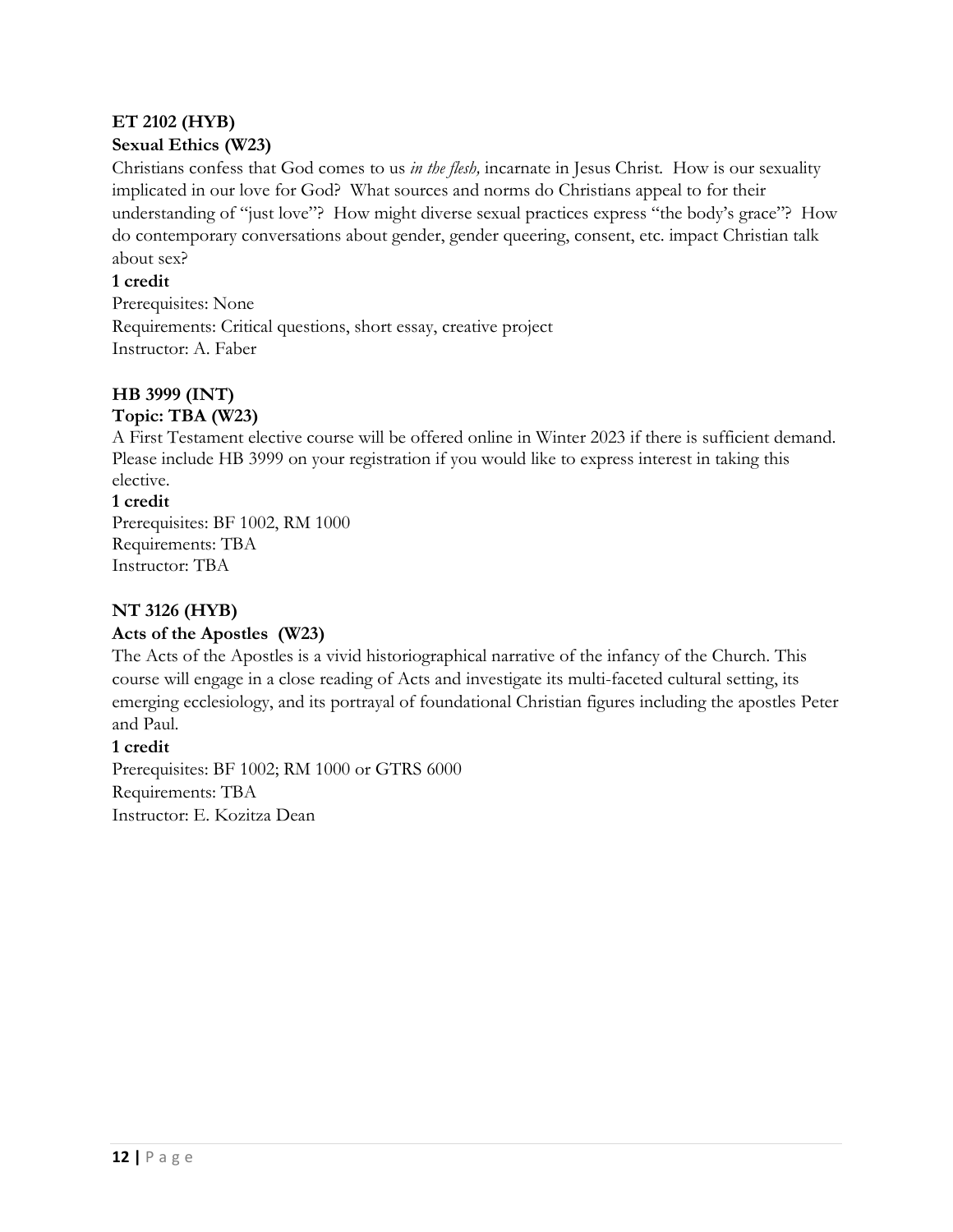**ET 2102 (HYB)**
**Sexual Ethics (W23)**

Christians confess that God comes to us *in the flesh,* incarnate in Jesus Christ. How is our sexuality implicated in our love for God? What sources and norms do Christians appeal to for their understanding of "just love"? How might diverse sexual practices express "the body's grace"? How do contemporary conversations about gender, gender queering, consent, etc. impact Christian talk about sex?

**1 credit**

Prerequisites: None
Requirements: Critical questions, short essay, creative project
Instructor: A. Faber

**HB 3999 (INT)**
**Topic: TBA (W23)**

A First Testament elective course will be offered online in Winter 2023 if there is sufficient demand. Please include HB 3999 on your registration if you would like to express interest in taking this elective.

**1 credit**

Prerequisites: BF 1002, RM 1000
Requirements: TBA
Instructor: TBA

**NT 3126 (HYB)**
**Acts of the Apostles (W23)**

The Acts of the Apostles is a vivid historiographical narrative of the infancy of the Church. This course will engage in a close reading of Acts and investigate its multi-faceted cultural setting, its emerging ecclesiology, and its portrayal of foundational Christian figures including the apostles Peter and Paul.

**1 credit**

Prerequisites: BF 1002; RM 1000 or GTRS 6000
Requirements: TBA
Instructor: E. Kozitza Dean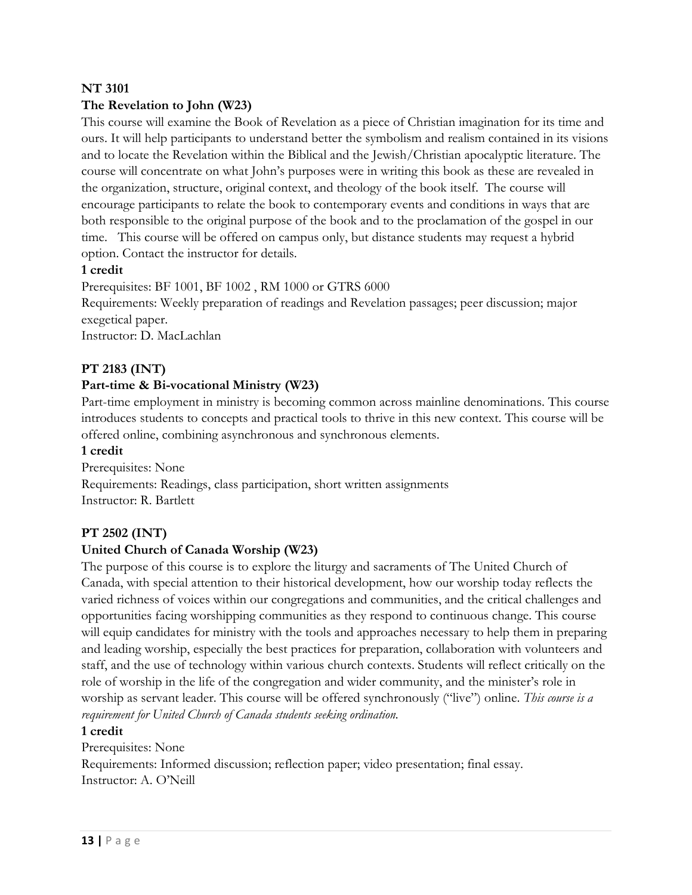**NT 3101**

**The Revelation to John (W23)**

This course will examine the Book of Revelation as a piece of Christian imagination for its time and ours. It will help participants to understand better the symbolism and realism contained in its visions and to locate the Revelation within the Biblical and the Jewish/Christian apocalyptic literature. The course will concentrate on what John's purposes were in writing this book as these are revealed in the organization, structure, original context, and theology of the book itself. The course will encourage participants to relate the book to contemporary events and conditions in ways that are both responsible to the original purpose of the book and to the proclamation of the gospel in our time. This course will be offered on campus only, but distance students may request a hybrid option. Contact the instructor for details.

**1 credit**

Prerequisites: BF 1001, BF 1002 , RM 1000 or GTRS 6000

Requirements: Weekly preparation of readings and Revelation passages; peer discussion; major exegetical paper.

Instructor: D. MacLachlan

**PT 2183 (INT)**

**Part-time & Bi-vocational Ministry (W23)**

Part-time employment in ministry is becoming common across mainline denominations. This course introduces students to concepts and practical tools to thrive in this new context. This course will be offered online, combining asynchronous and synchronous elements.

**1 credit**

Prerequisites: None

Requirements: Readings, class participation, short written assignments

Instructor: R. Bartlett

**PT 2502 (INT)**

**United Church of Canada Worship (W23)**

The purpose of this course is to explore the liturgy and sacraments of The United Church of Canada, with special attention to their historical development, how our worship today reflects the varied richness of voices within our congregations and communities, and the critical challenges and opportunities facing worshipping communities as they respond to continuous change. This course will equip candidates for ministry with the tools and approaches necessary to help them in preparing and leading worship, especially the best practices for preparation, collaboration with volunteers and staff, and the use of technology within various church contexts. Students will reflect critically on the role of worship in the life of the congregation and wider community, and the minister's role in worship as servant leader. This course will be offered synchronously ("live") online. *This course is a requirement for United Church of Canada students seeking ordination.*

**1 credit**

Prerequisites: None

Requirements: Informed discussion; reflection paper; video presentation; final essay.

Instructor: A. O'Neill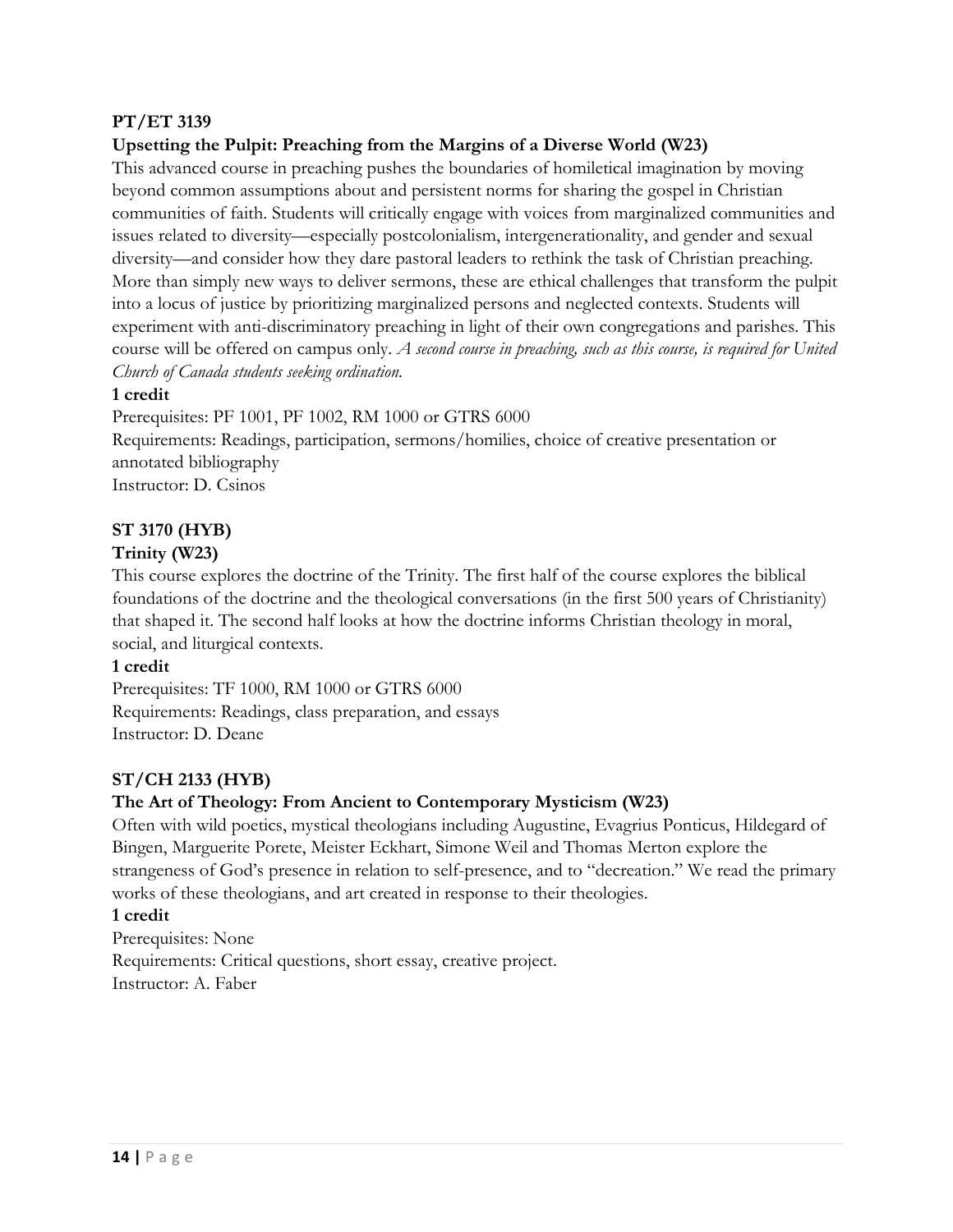**PT/ET 3139**

**Upsetting the Pulpit: Preaching from the Margins of a Diverse World (W23)**

This advanced course in preaching pushes the boundaries of homiletical imagination by moving beyond common assumptions about and persistent norms for sharing the gospel in Christian communities of faith. Students will critically engage with voices from marginalized communities and issues related to diversity—especially postcolonialism, intergenerationality, and gender and sexual diversity—and consider how they dare pastoral leaders to rethink the task of Christian preaching. More than simply new ways to deliver sermons, these are ethical challenges that transform the pulpit into a locus of justice by prioritizing marginalized persons and neglected contexts. Students will experiment with anti-discriminatory preaching in light of their own congregations and parishes. This course will be offered on campus only. *A second course in preaching, such as this course, is required for United Church of Canada students seeking ordination.*

**1 credit**

Prerequisites: PF 1001, PF 1002, RM 1000 or GTRS 6000

Requirements: Readings, participation, sermons/homilies, choice of creative presentation or annotated bibliography

Instructor: D. Csinos

**ST 3170 (HYB)**

**Trinity (W23)**

This course explores the doctrine of the Trinity. The first half of the course explores the biblical foundations of the doctrine and the theological conversations (in the first 500 years of Christianity) that shaped it. The second half looks at how the doctrine informs Christian theology in moral, social, and liturgical contexts.

**1 credit**

Prerequisites: TF 1000, RM 1000 or GTRS 6000

Requirements: Readings, class preparation, and essays

Instructor: D. Deane

**ST/CH 2133 (HYB)**

**The Art of Theology: From Ancient to Contemporary Mysticism (W23)**

Often with wild poetics, mystical theologians including Augustine, Evagrius Ponticus, Hildegard of Bingen, Marguerite Porete, Meister Eckhart, Simone Weil and Thomas Merton explore the strangeness of God's presence in relation to self-presence, and to "decreation." We read the primary works of these theologians, and art created in response to their theologies.

**1 credit**

Prerequisites: None

Requirements: Critical questions, short essay, creative project.

Instructor: A. Faber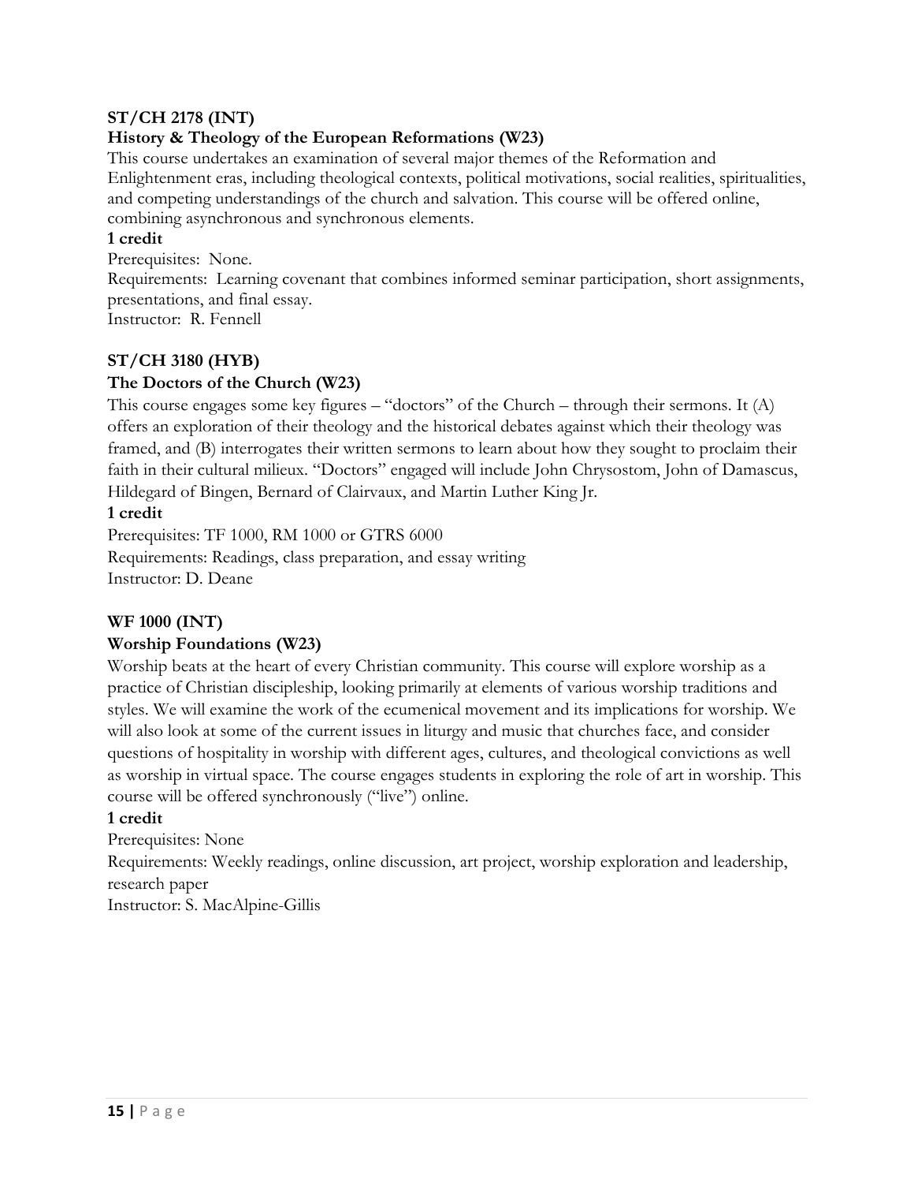**ST/CH 2178 (INT)**

**History & Theology of the European Reformations (W23)**

This course undertakes an examination of several major themes of the Reformation and Enlightenment eras, including theological contexts, political motivations, social realities, spiritualities, and competing understandings of the church and salvation. This course will be offered online, combining asynchronous and synchronous elements.

**1 credit**

Prerequisites: None.

Requirements: Learning covenant that combines informed seminar participation, short assignments, presentations, and final essay.

Instructor: R. Fennell

**ST/CH 3180 (HYB)**

**The Doctors of the Church (W23)**

This course engages some key figures – "doctors" of the Church – through their sermons. It (A) offers an exploration of their theology and the historical debates against which their theology was framed, and (B) interrogates their written sermons to learn about how they sought to proclaim their faith in their cultural milieux. "Doctors" engaged will include John Chrysostom, John of Damascus, Hildegard of Bingen, Bernard of Clairvaux, and Martin Luther King Jr.

**1 credit**

Prerequisites: TF 1000, RM 1000 or GTRS 6000

Requirements: Readings, class preparation, and essay writing

Instructor: D. Deane

**WF 1000 (INT)**

**Worship Foundations (W23)**

Worship beats at the heart of every Christian community. This course will explore worship as a practice of Christian discipleship, looking primarily at elements of various worship traditions and styles. We will examine the work of the ecumenical movement and its implications for worship. We will also look at some of the current issues in liturgy and music that churches face, and consider questions of hospitality in worship with different ages, cultures, and theological convictions as well as worship in virtual space. The course engages students in exploring the role of art in worship. This course will be offered synchronously ("live") online.

**1 credit**

Prerequisites: None

Requirements: Weekly readings, online discussion, art project, worship exploration and leadership, research paper

Instructor: S. MacAlpine-Gillis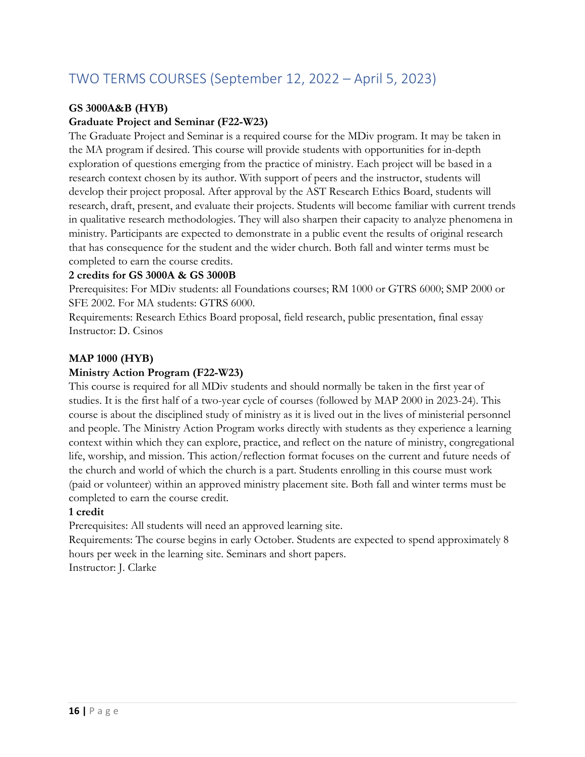## TWO TERMS COURSES (September 12, 2022 – April 5, 2023)

**GS 3000A&B (HYB)**
**Graduate Project and Seminar (F22-W23)**

The Graduate Project and Seminar is a required course for the MDiv program. It may be taken in the MA program if desired. This course will provide students with opportunities for in-depth exploration of questions emerging from the practice of ministry. Each project will be based in a research context chosen by its author. With support of peers and the instructor, students will develop their project proposal. After approval by the AST Research Ethics Board, students will research, draft, present, and evaluate their projects. Students will become familiar with current trends in qualitative research methodologies. They will also sharpen their capacity to analyze phenomena in ministry. Participants are expected to demonstrate in a public event the results of original research that has consequence for the student and the wider church. Both fall and winter terms must be completed to earn the course credits.

**2 credits for GS 3000A & GS 3000B**

Prerequisites: For MDiv students: all Foundations courses; RM 1000 or GTRS 6000; SMP 2000 or SFE 2002. For MA students: GTRS 6000.

Requirements: Research Ethics Board proposal, field research, public presentation, final essay

Instructor: D. Csinos

**MAP 1000 (HYB)**
**Ministry Action Program (F22-W23)**

This course is required for all MDiv students and should normally be taken in the first year of studies. It is the first half of a two-year cycle of courses (followed by MAP 2000 in 2023-24). This course is about the disciplined study of ministry as it is lived out in the lives of ministerial personnel and people. The Ministry Action Program works directly with students as they experience a learning context within which they can explore, practice, and reflect on the nature of ministry, congregational life, worship, and mission. This action/reflection format focuses on the current and future needs of the church and world of which the church is a part. Students enrolling in this course must work (paid or volunteer) within an approved ministry placement site. Both fall and winter terms must be completed to earn the course credit.

**1 credit**

Prerequisites: All students will need an approved learning site.

Requirements: The course begins in early October. Students are expected to spend approximately 8 hours per week in the learning site. Seminars and short papers.

Instructor: J. Clarke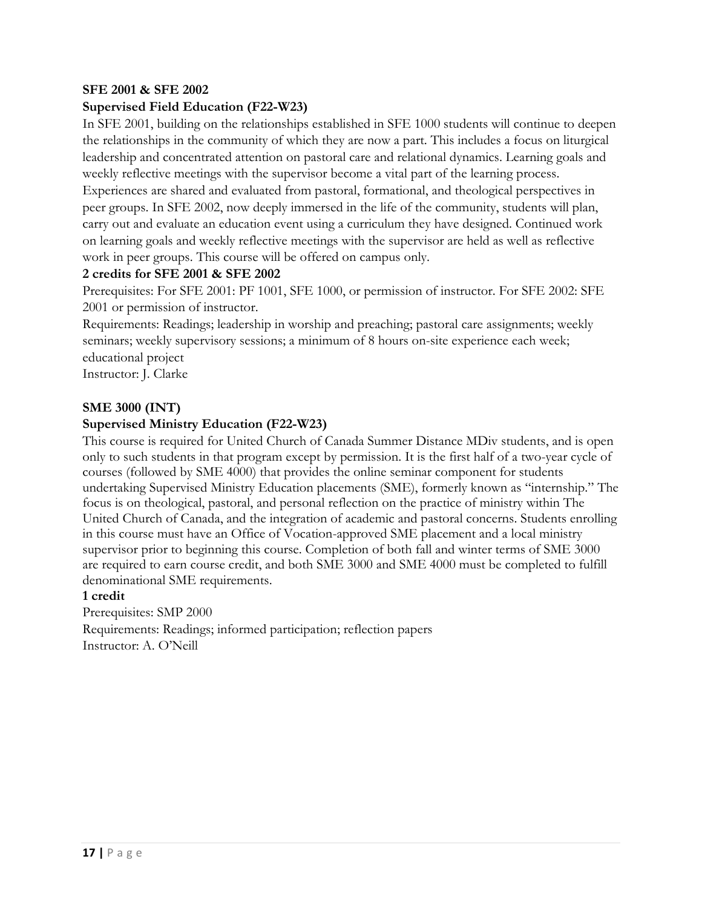**SFE 2001 & SFE 2002**

**Supervised Field Education (F22-W23)**

In SFE 2001, building on the relationships established in SFE 1000 students will continue to deepen the relationships in the community of which they are now a part. This includes a focus on liturgical leadership and concentrated attention on pastoral care and relational dynamics. Learning goals and weekly reflective meetings with the supervisor become a vital part of the learning process. Experiences are shared and evaluated from pastoral, formational, and theological perspectives in peer groups. In SFE 2002, now deeply immersed in the life of the community, students will plan, carry out and evaluate an education event using a curriculum they have designed. Continued work on learning goals and weekly reflective meetings with the supervisor are held as well as reflective work in peer groups. This course will be offered on campus only.

**2 credits for SFE 2001 & SFE 2002**

Prerequisites: For SFE 2001: PF 1001, SFE 1000, or permission of instructor. For SFE 2002: SFE 2001 or permission of instructor.

Requirements: Readings; leadership in worship and preaching; pastoral care assignments; weekly seminars; weekly supervisory sessions; a minimum of 8 hours on-site experience each week; educational project

Instructor: J. Clarke

**SME 3000 (INT)**

**Supervised Ministry Education (F22-W23)**

This course is required for United Church of Canada Summer Distance MDiv students, and is open only to such students in that program except by permission. It is the first half of a two-year cycle of courses (followed by SME 4000) that provides the online seminar component for students undertaking Supervised Ministry Education placements (SME), formerly known as "internship." The focus is on theological, pastoral, and personal reflection on the practice of ministry within The United Church of Canada, and the integration of academic and pastoral concerns. Students enrolling in this course must have an Office of Vocation-approved SME placement and a local ministry supervisor prior to beginning this course. Completion of both fall and winter terms of SME 3000 are required to earn course credit, and both SME 3000 and SME 4000 must be completed to fulfill denominational SME requirements.

**1 credit**

Prerequisites: SMP 2000

Requirements: Readings; informed participation; reflection papers

Instructor: A. O'Neill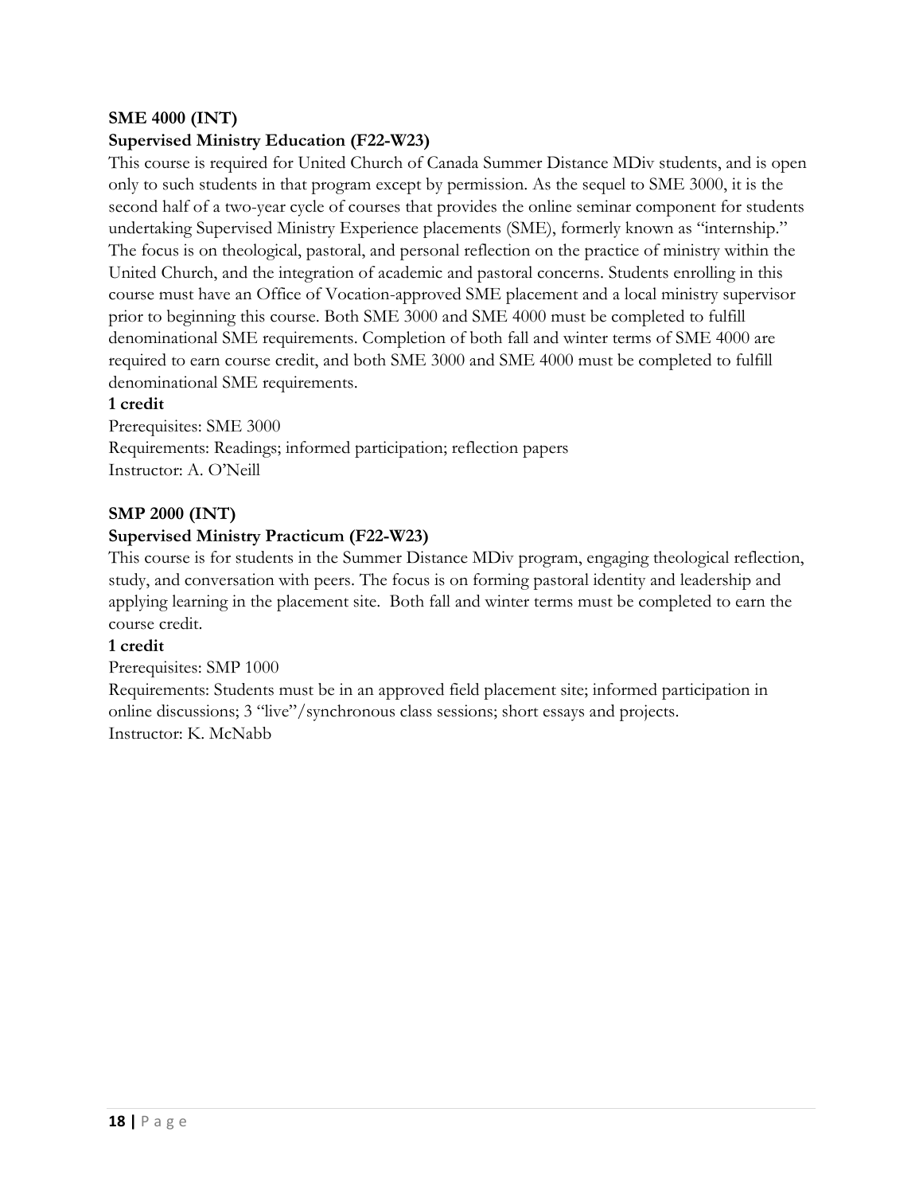**SME 4000 (INT)**

**Supervised Ministry Education (F22-W23)**

This course is required for United Church of Canada Summer Distance MDiv students, and is open only to such students in that program except by permission. As the sequel to SME 3000, it is the second half of a two-year cycle of courses that provides the online seminar component for students undertaking Supervised Ministry Experience placements (SME), formerly known as "internship." The focus is on theological, pastoral, and personal reflection on the practice of ministry within the United Church, and the integration of academic and pastoral concerns. Students enrolling in this course must have an Office of Vocation-approved SME placement and a local ministry supervisor prior to beginning this course. Both SME 3000 and SME 4000 must be completed to fulfill denominational SME requirements. Completion of both fall and winter terms of SME 4000 are required to earn course credit, and both SME 3000 and SME 4000 must be completed to fulfill denominational SME requirements.

**1 credit**

Prerequisites: SME 3000

Requirements: Readings; informed participation; reflection papers

Instructor: A. O'Neill

**SMP 2000 (INT)**

**Supervised Ministry Practicum (F22-W23)**

This course is for students in the Summer Distance MDiv program, engaging theological reflection, study, and conversation with peers. The focus is on forming pastoral identity and leadership and applying learning in the placement site. Both fall and winter terms must be completed to earn the course credit.

**1 credit**

Prerequisites: SMP 1000

Requirements: Students must be in an approved field placement site; informed participation in online discussions; 3 "live"/synchronous class sessions; short essays and projects.

Instructor: K. McNabb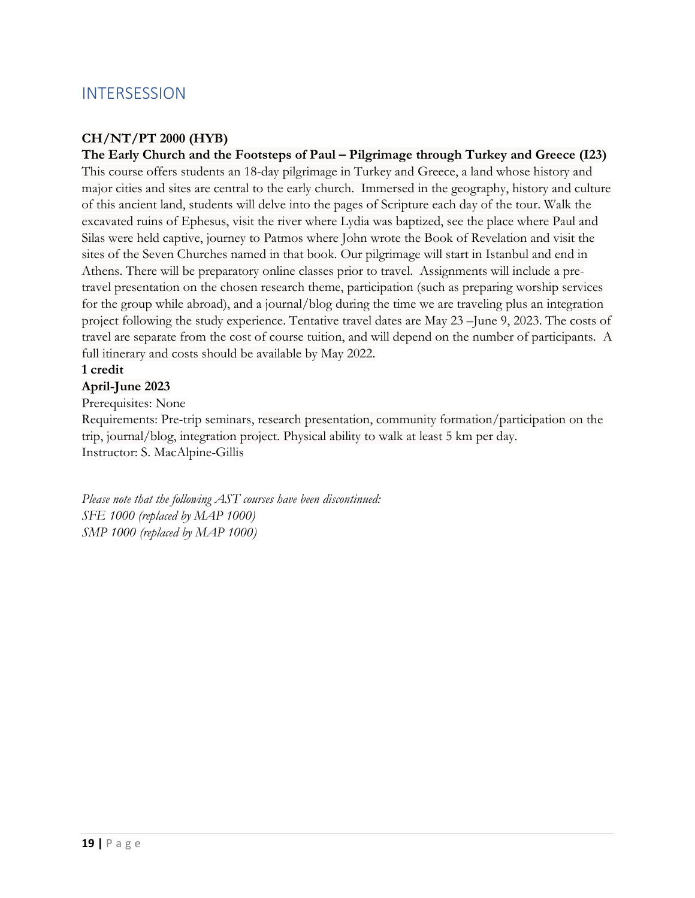## INTERSESSION

**CH/NT/PT 2000 (HYB)**

**The Early Church and the Footsteps of Paul – Pilgrimage through Turkey and Greece (I23)**

This course offers students an 18-day pilgrimage in Turkey and Greece, a land whose history and major cities and sites are central to the early church. Immersed in the geography, history and culture of this ancient land, students will delve into the pages of Scripture each day of the tour. Walk the excavated ruins of Ephesus, visit the river where Lydia was baptized, see the place where Paul and Silas were held captive, journey to Patmos where John wrote the Book of Revelation and visit the sites of the Seven Churches named in that book. Our pilgrimage will start in Istanbul and end in Athens. There will be preparatory online classes prior to travel. Assignments will include a pre-travel presentation on the chosen research theme, participation (such as preparing worship services for the group while abroad), and a journal/blog during the time we are traveling plus an integration project following the study experience. Tentative travel dates are May 23 –June 9, 2023. The costs of travel are separate from the cost of course tuition, and will depend on the number of participants. A full itinerary and costs should be available by May 2022.

**1 credit**

**April-June 2023**

Prerequisites: None

Requirements: Pre-trip seminars, research presentation, community formation/participation on the trip, journal/blog, integration project. Physical ability to walk at least 5 km per day.

Instructor: S. MacAlpine-Gillis

*Please note that the following AST courses have been discontinued:*
*SFE 1000 (replaced by MAP 1000)*
*SMP 1000 (replaced by MAP 1000)*